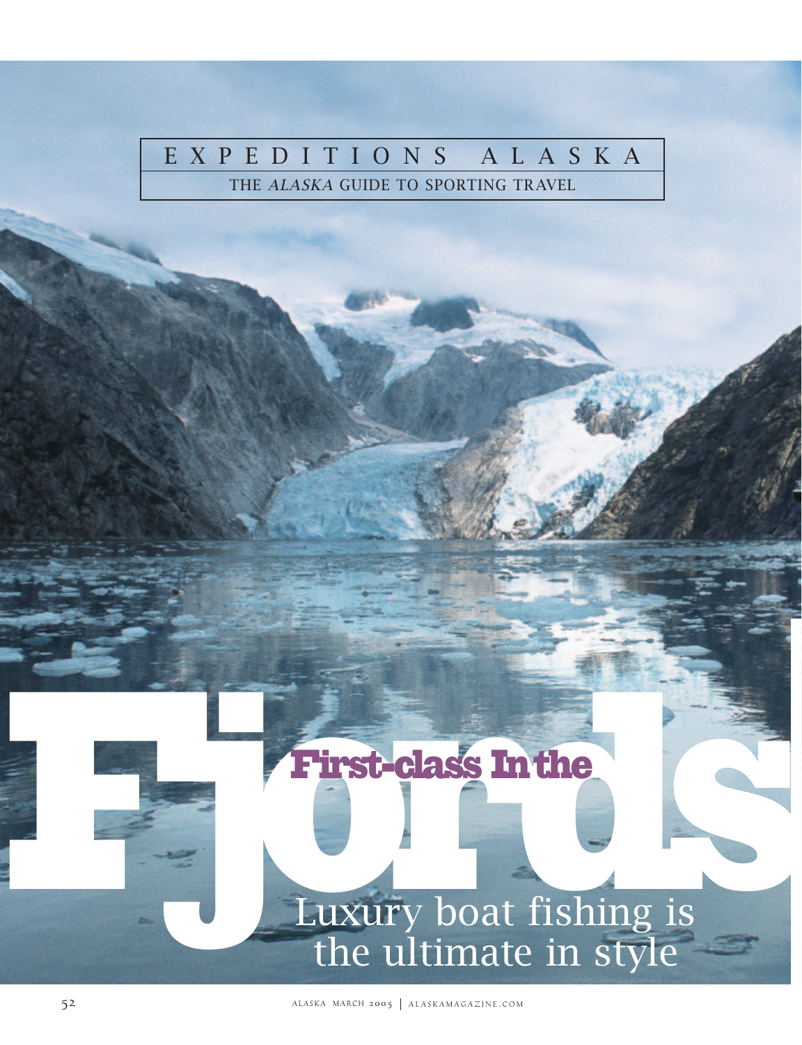EXPEDITIONS ALASKA

THE *ALASKA* GUIDE TO SPORTING TRAVEL

# First-class In the Fjords

## Luxury boat fishing is the ultimate in style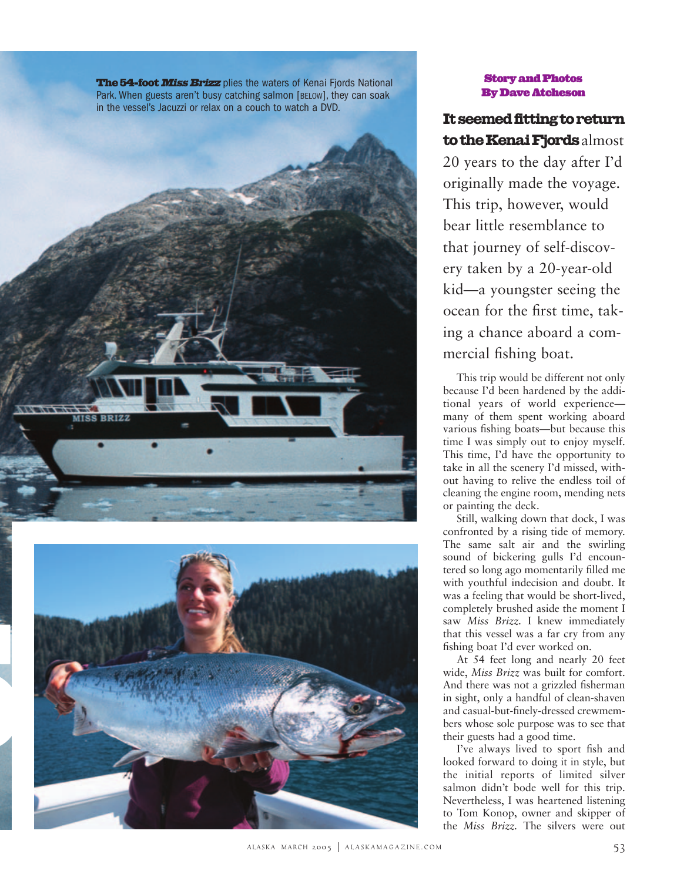**The 54-foot *Miss Brizz*** plies the waters of Kenai Fjords National Park. When guests aren't busy catching salmon [BELOW], they can soak in the vessel's Jacuzzi or relax on a couch to watch a DVD.

**Story and Photos By Dave Atcheson**

**It seemed fitting to return to the Kenai Fjords** almost 20 years to the day after I'd originally made the voyage. This trip, however, would bear little resemblance to that journey of self-discovery taken by a 20-year-old kid—a youngster seeing the ocean for the first time, taking a chance aboard a commercial fishing boat.

This trip would be different not only because I'd been hardened by the additional years of world experience—many of them spent working aboard various fishing boats—but because this time I was simply out to enjoy myself. This time, I'd have the opportunity to take in all the scenery I'd missed, without having to relive the endless toil of cleaning the engine room, mending nets or painting the deck.

Still, walking down that dock, I was confronted by a rising tide of memory. The same salt air and the swirling sound of bickering gulls I'd encountered so long ago momentarily filled me with youthful indecision and doubt. It was a feeling that would be short-lived, completely brushed aside the moment I saw *Miss Brizz.* I knew immediately that this vessel was a far cry from any fishing boat I'd ever worked on.

At 54 feet long and nearly 20 feet wide, *Miss Brizz* was built for comfort. And there was not a grizzled fisherman in sight, only a handful of clean-shaven and casual-but-finely-dressed crewmembers whose sole purpose was to see that their guests had a good time.

I've always lived to sport fish and looked forward to doing it in style, but the initial reports of limited silver salmon didn't bode well for this trip. Nevertheless, I was heartened listening to Tom Konop, owner and skipper of the *Miss Brizz.* The silvers were out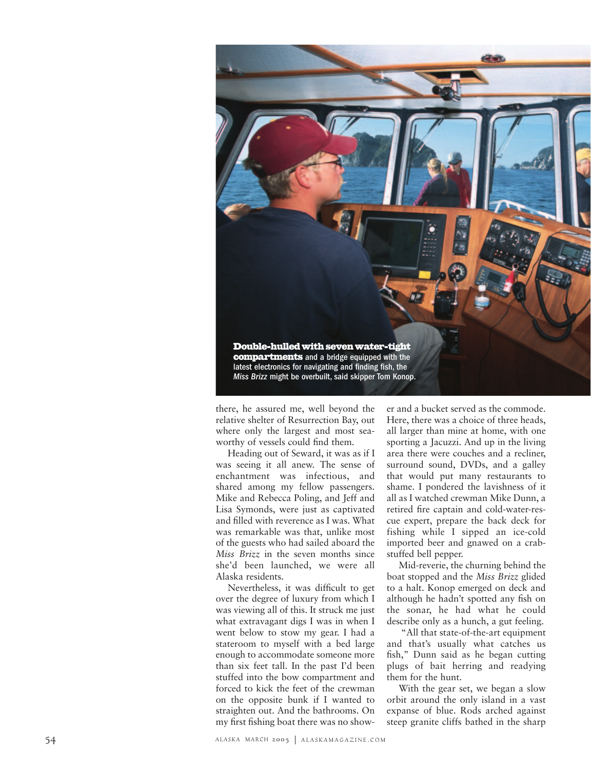**Double-hulled with seven water-tight compartments** and a bridge equipped with the latest electronics for navigating and finding fish, the *Miss Brizz* might be overbuilt, said skipper Tom Konop.

there, he assured me, well beyond the relative shelter of Resurrection Bay, out where only the largest and most seaworthy of vessels could find them.

Heading out of Seward, it was as if I was seeing it all anew. The sense of enchantment was infectious, and shared among my fellow passengers. Mike and Rebecca Poling, and Jeff and Lisa Symonds, were just as captivated and filled with reverence as I was. What was remarkable was that, unlike most of the guests who had sailed aboard the *Miss Brizz* in the seven months since she'd been launched, we were all Alaska residents.

Nevertheless, it was difficult to get over the degree of luxury from which I was viewing all of this. It struck me just what extravagant digs I was in when I went below to stow my gear. I had a stateroom to myself with a bed large enough to accommodate someone more than six feet tall. In the past I'd been stuffed into the bow compartment and forced to kick the feet of the crewman on the opposite bunk if I wanted to straighten out. And the bathrooms. On my first fishing boat there was no shower and a bucket served as the commode. Here, there was a choice of three heads, all larger than mine at home, with one sporting a Jacuzzi. And up in the living area there were couches and a recliner, surround sound, DVDs, and a galley that would put many restaurants to shame. I pondered the lavishness of it all as I watched crewman Mike Dunn, a retired fire captain and cold-water-rescue expert, prepare the back deck for fishing while I sipped an ice-cold imported beer and gnawed on a crab-stuffed bell pepper.

Mid-reverie, the churning behind the boat stopped and the *Miss Brizz* glided to a halt. Konop emerged on deck and although he hadn't spotted any fish on the sonar, he had what he could describe only as a hunch, a gut feeling.

"All that state-of-the-art equipment and that's usually what catches us fish," Dunn said as he began cutting plugs of bait herring and readying them for the hunt.

With the gear set, we began a slow orbit around the only island in a vast expanse of blue. Rods arched against steep granite cliffs bathed in the sharp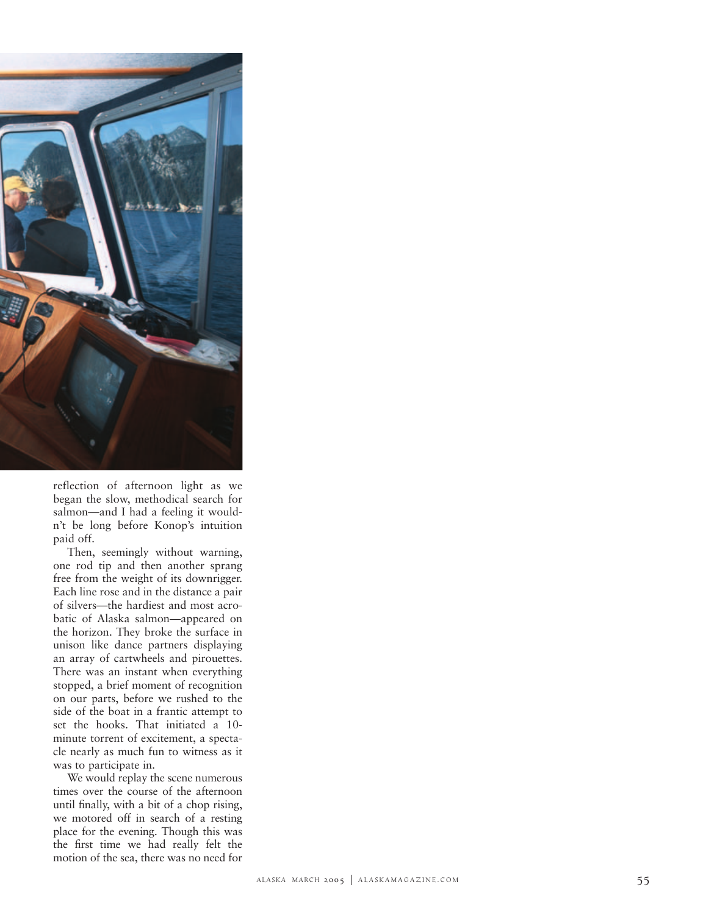reflection of afternoon light as we began the slow, methodical search for salmon—and I had a feeling it wouldn't be long before Konop's intuition paid off.

Then, seemingly without warning, one rod tip and then another sprang free from the weight of its downrigger. Each line rose and in the distance a pair of silvers—the hardiest and most acrobatic of Alaska salmon—appeared on the horizon. They broke the surface in unison like dance partners displaying an array of cartwheels and pirouettes. There was an instant when everything stopped, a brief moment of recognition on our parts, before we rushed to the side of the boat in a frantic attempt to set the hooks. That initiated a 10-minute torrent of excitement, a spectacle nearly as much fun to witness as it was to participate in.

We would replay the scene numerous times over the course of the afternoon until finally, with a bit of a chop rising, we motored off in search of a resting place for the evening. Though this was the first time we had really felt the motion of the sea, there was no need for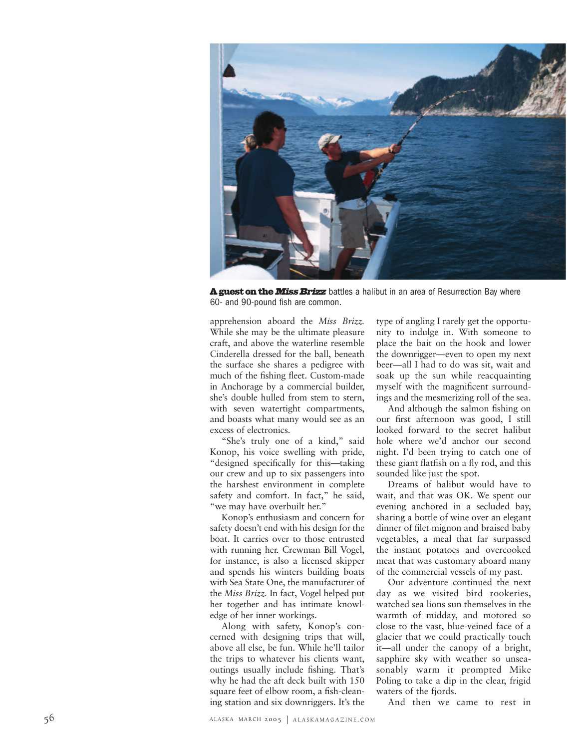**A guest on the *Miss Brizz*** battles a halibut in an area of Resurrection Bay where 60- and 90-pound fish are common.

apprehension aboard the *Miss Brizz.* While she may be the ultimate pleasure craft, and above the waterline resemble Cinderella dressed for the ball, beneath the surface she shares a pedigree with much of the fishing fleet. Custom-made in Anchorage by a commercial builder, she's double hulled from stem to stern, with seven watertight compartments, and boasts what many would see as an excess of electronics.

"She's truly one of a kind," said Konop, his voice swelling with pride, "designed specifically for this—taking our crew and up to six passengers into the harshest environment in complete safety and comfort. In fact," he said, "we may have overbuilt her."

Konop's enthusiasm and concern for safety doesn't end with his design for the boat. It carries over to those entrusted with running her. Crewman Bill Vogel, for instance, is also a licensed skipper and spends his winters building boats with Sea State One, the manufacturer of the *Miss Brizz.* In fact, Vogel helped put her together and has intimate knowledge of her inner workings.

Along with safety, Konop's concerned with designing trips that will, above all else, be fun. While he'll tailor the trips to whatever his clients want, outings usually include fishing. That's why he had the aft deck built with 150 square feet of elbow room, a fish-cleaning station and six downriggers. It's the type of angling I rarely get the opportunity to indulge in. With someone to place the bait on the hook and lower the downrigger—even to open my next beer—all I had to do was sit, wait and soak up the sun while reacquainting myself with the magnificent surroundings and the mesmerizing roll of the sea.

And although the salmon fishing on our first afternoon was good, I still looked forward to the secret halibut hole where we'd anchor our second night. I'd been trying to catch one of these giant flatfish on a fly rod, and this sounded like just the spot.

Dreams of halibut would have to wait, and that was OK. We spent our evening anchored in a secluded bay, sharing a bottle of wine over an elegant dinner of filet mignon and braised baby vegetables, a meal that far surpassed the instant potatoes and overcooked meat that was customary aboard many of the commercial vessels of my past.

Our adventure continued the next day as we visited bird rookeries, watched sea lions sun themselves in the warmth of midday, and motored so close to the vast, blue-veined face of a glacier that we could practically touch it—all under the canopy of a bright, sapphire sky with weather so unseasonably warm it prompted Mike Poling to take a dip in the clear, frigid waters of the fjords.

And then we came to rest in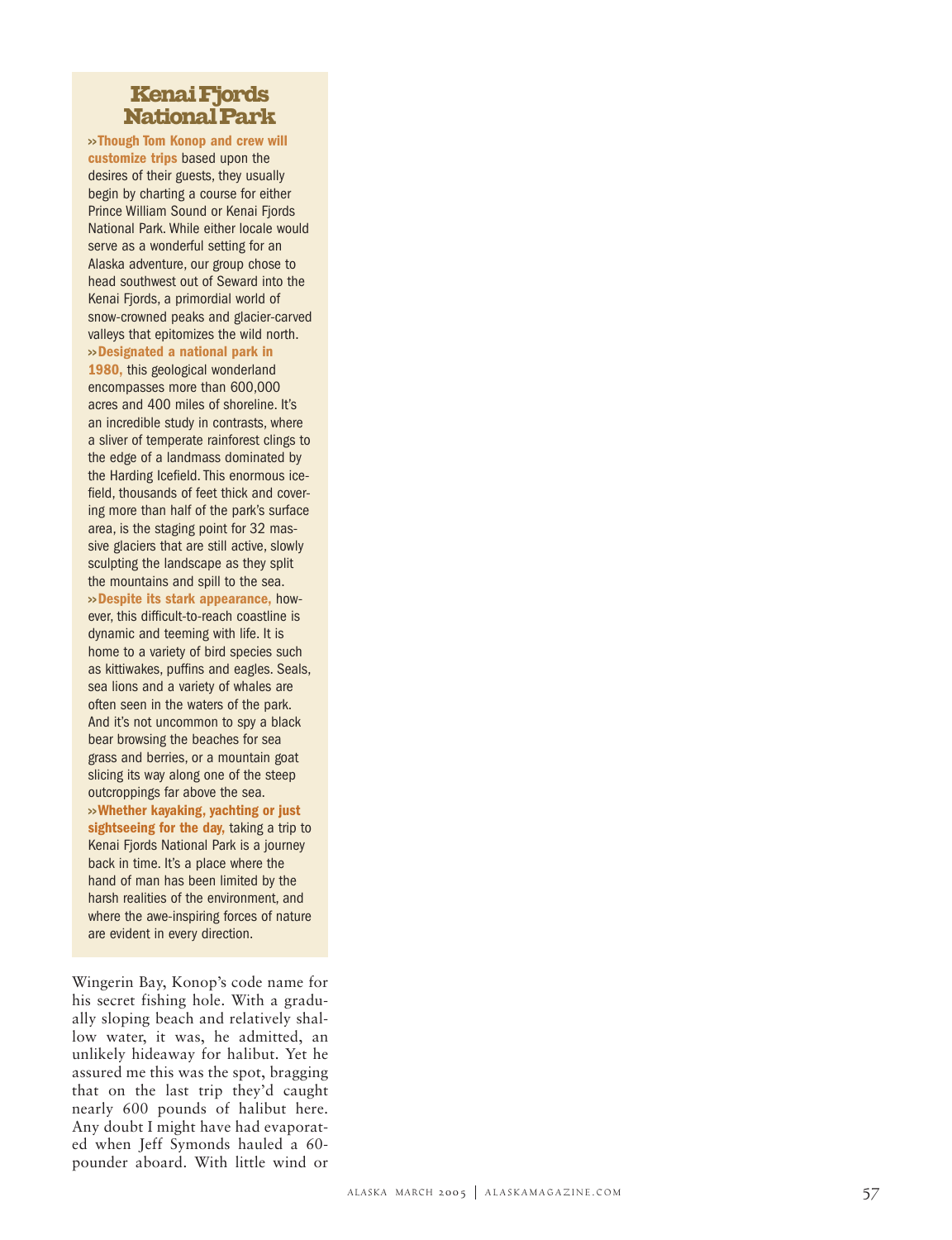## Kenai Fjords National Park

**»Though Tom Konop and crew will customize trips** based upon the desires of their guests, they usually begin by charting a course for either Prince William Sound or Kenai Fjords National Park. While either locale would serve as a wonderful setting for an Alaska adventure, our group chose to head southwest out of Seward into the Kenai Fjords, a primordial world of snow-crowned peaks and glacier-carved valleys that epitomizes the wild north.

**»Designated a national park in 1980,** this geological wonderland encompasses more than 600,000 acres and 400 miles of shoreline. It's an incredible study in contrasts, where a sliver of temperate rainforest clings to the edge of a landmass dominated by the Harding Icefield. This enormous icefield, thousands of feet thick and covering more than half of the park's surface area, is the staging point for 32 massive glaciers that are still active, slowly sculpting the landscape as they split the mountains and spill to the sea.

**»Despite its stark appearance,** however, this difficult-to-reach coastline is dynamic and teeming with life. It is home to a variety of bird species such as kittiwakes, puffins and eagles. Seals, sea lions and a variety of whales are often seen in the waters of the park. And it's not uncommon to spy a black bear browsing the beaches for sea grass and berries, or a mountain goat slicing its way along one of the steep outcroppings far above the sea.

**»Whether kayaking, yachting or just sightseeing for the day,** taking a trip to Kenai Fjords National Park is a journey back in time. It's a place where the hand of man has been limited by the harsh realities of the environment, and where the awe-inspiring forces of nature are evident in every direction.

Wingerin Bay, Konop's code name for his secret fishing hole. With a gradually sloping beach and relatively shallow water, it was, he admitted, an unlikely hideaway for halibut. Yet he assured me this was the spot, bragging that on the last trip they'd caught nearly 600 pounds of halibut here. Any doubt I might have had evaporated when Jeff Symonds hauled a 60-pounder aboard. With little wind or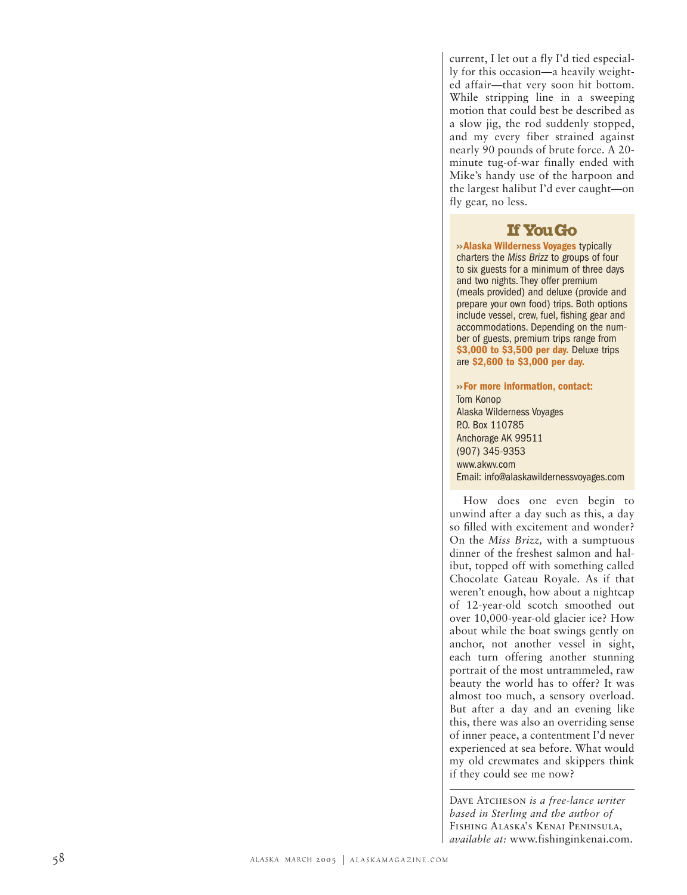current, I let out a fly I'd tied especially for this occasion—a heavily weighted affair—that very soon hit bottom. While stripping line in a sweeping motion that could best be described as a slow jig, the rod suddenly stopped, and my every fiber strained against nearly 90 pounds of brute force. A 20-minute tug-of-war finally ended with Mike's handy use of the harpoon and the largest halibut I'd ever caught—on fly gear, no less.

## If You Go

»**Alaska Wilderness Voyages** typically charters the *Miss Brizz* to groups of four to six guests for a minimum of three days and two nights. They offer premium (meals provided) and deluxe (provide and prepare your own food) trips. Both options include vessel, crew, fuel, fishing gear and accommodations. Depending on the number of guests, premium trips range from **$3,000 to $3,500 per day.** Deluxe trips are **$2,600 to $3,000 per day.**

»**For more information, contact:**
Tom Konop
Alaska Wilderness Voyages
P.O. Box 110785
Anchorage AK 99511
(907) 345-9353
www.akwv.com
Email: info@alaskawildernessvoyages.com

How does one even begin to unwind after a day such as this, a day so filled with excitement and wonder? On the *Miss Brizz,* with a sumptuous dinner of the freshest salmon and halibut, topped off with something called Chocolate Gateau Royale. As if that weren't enough, how about a nightcap of 12-year-old scotch smoothed out over 10,000-year-old glacier ice? How about while the boat swings gently on anchor, not another vessel in sight, each turn offering another stunning portrait of the most untrammeled, raw beauty the world has to offer? It was almost too much, a sensory overload. But after a day and an evening like this, there was also an overriding sense of inner peace, a contentment I'd never experienced at sea before. What would my old crewmates and skippers think if they could see me now?

---

Dave Atcheson *is a free-lance writer based in Sterling and the author of* Fishing Alaska's Kenai Peninsula, *available at:* www.fishinginkenai.com.